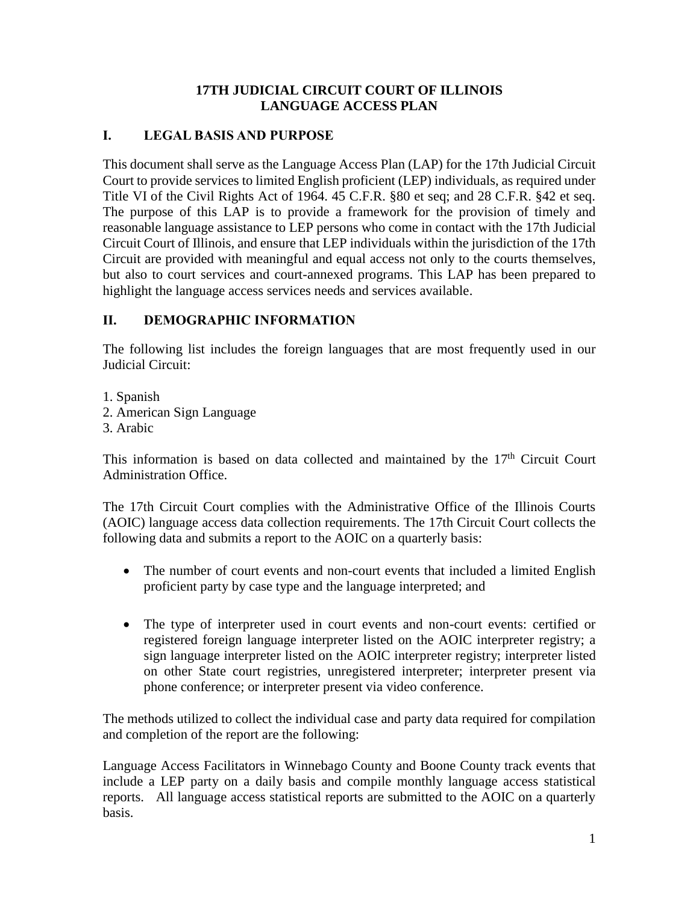# 17TH JUDICIAL CIRCUIT COURT OF ILLINOIS
# LANGUAGE ACCESS PLAN

## I. LEGAL BASIS AND PURPOSE

This document shall serve as the Language Access Plan (LAP) for the 17th Judicial Circuit Court to provide services to limited English proficient (LEP) individuals, as required under Title VI of the Civil Rights Act of 1964. 45 C.F.R. §80 et seq; and 28 C.F.R. §42 et seq. The purpose of this LAP is to provide a framework for the provision of timely and reasonable language assistance to LEP persons who come in contact with the 17th Judicial Circuit Court of Illinois, and ensure that LEP individuals within the jurisdiction of the 17th Circuit are provided with meaningful and equal access not only to the courts themselves, but also to court services and court-annexed programs. This LAP has been prepared to highlight the language access services needs and services available.

## II. DEMOGRAPHIC INFORMATION

The following list includes the foreign languages that are most frequently used in our Judicial Circuit:

1. Spanish
2. American Sign Language
3. Arabic

This information is based on data collected and maintained by the 17th Circuit Court Administration Office.

The 17th Circuit Court complies with the Administrative Office of the Illinois Courts (AOIC) language access data collection requirements. The 17th Circuit Court collects the following data and submits a report to the AOIC on a quarterly basis:

- The number of court events and non-court events that included a limited English proficient party by case type and the language interpreted; and
- The type of interpreter used in court events and non-court events: certified or registered foreign language interpreter listed on the AOIC interpreter registry; a sign language interpreter listed on the AOIC interpreter registry; interpreter listed on other State court registries, unregistered interpreter; interpreter present via phone conference; or interpreter present via video conference.

The methods utilized to collect the individual case and party data required for compilation and completion of the report are the following:

Language Access Facilitators in Winnebago County and Boone County track events that include a LEP party on a daily basis and compile monthly language access statistical reports. All language access statistical reports are submitted to the AOIC on a quarterly basis.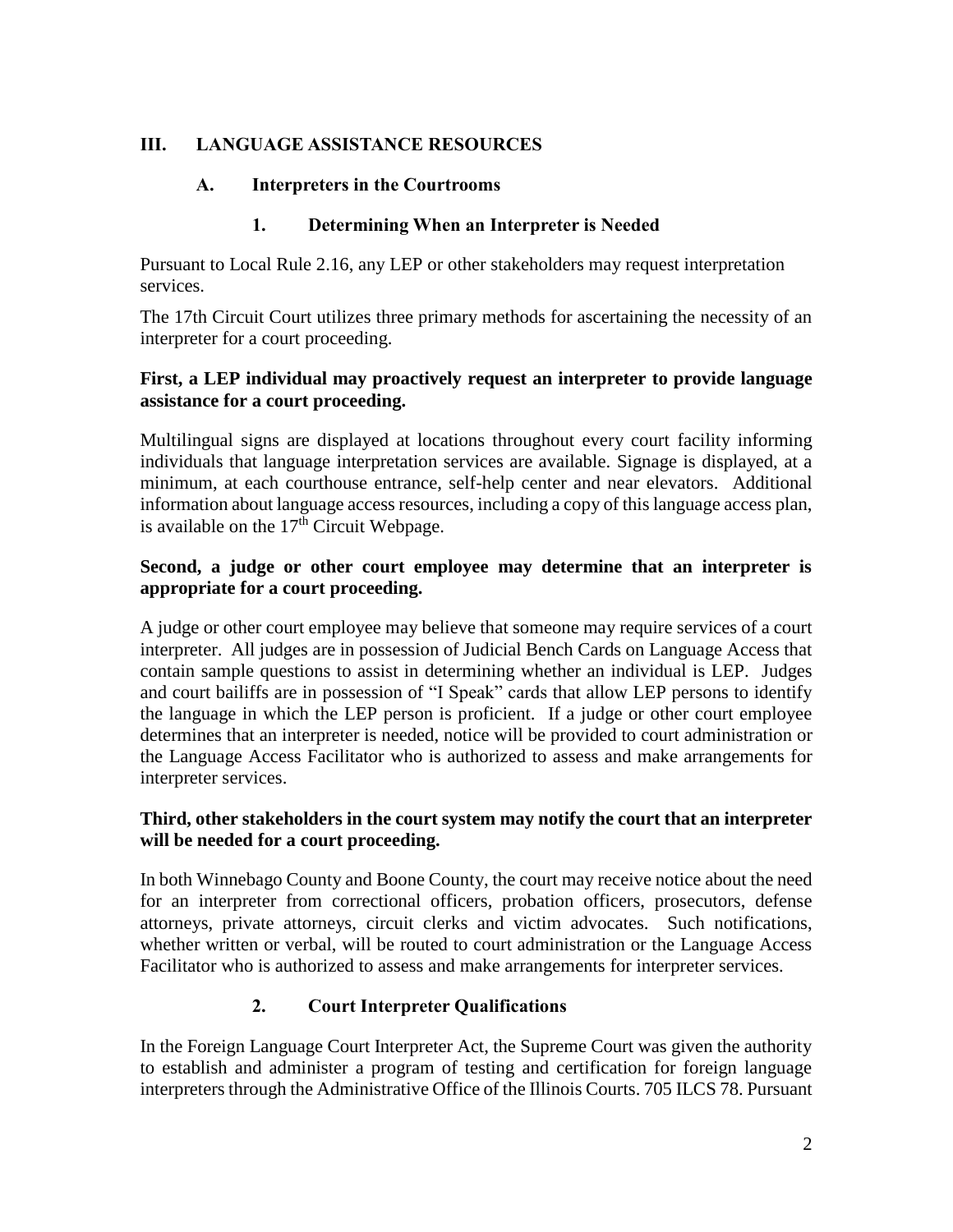## III. LANGUAGE ASSISTANCE RESOURCES

### A. Interpreters in the Courtrooms

#### 1. Determining When an Interpreter is Needed

Pursuant to Local Rule 2.16, any LEP or other stakeholders may request interpretation services.

The 17th Circuit Court utilizes three primary methods for ascertaining the necessity of an interpreter for a court proceeding.

**First, a LEP individual may proactively request an interpreter to provide language assistance for a court proceeding.**

Multilingual signs are displayed at locations throughout every court facility informing individuals that language interpretation services are available. Signage is displayed, at a minimum, at each courthouse entrance, self-help center and near elevators. Additional information about language access resources, including a copy of this language access plan, is available on the 17th Circuit Webpage.

**Second, a judge or other court employee may determine that an interpreter is appropriate for a court proceeding.**

A judge or other court employee may believe that someone may require services of a court interpreter. All judges are in possession of Judicial Bench Cards on Language Access that contain sample questions to assist in determining whether an individual is LEP. Judges and court bailiffs are in possession of "I Speak" cards that allow LEP persons to identify the language in which the LEP person is proficient. If a judge or other court employee determines that an interpreter is needed, notice will be provided to court administration or the Language Access Facilitator who is authorized to assess and make arrangements for interpreter services.

**Third, other stakeholders in the court system may notify the court that an interpreter will be needed for a court proceeding.**

In both Winnebago County and Boone County, the court may receive notice about the need for an interpreter from correctional officers, probation officers, prosecutors, defense attorneys, private attorneys, circuit clerks and victim advocates. Such notifications, whether written or verbal, will be routed to court administration or the Language Access Facilitator who is authorized to assess and make arrangements for interpreter services.

#### 2. Court Interpreter Qualifications

In the Foreign Language Court Interpreter Act, the Supreme Court was given the authority to establish and administer a program of testing and certification for foreign language interpreters through the Administrative Office of the Illinois Courts. 705 ILCS 78. Pursuant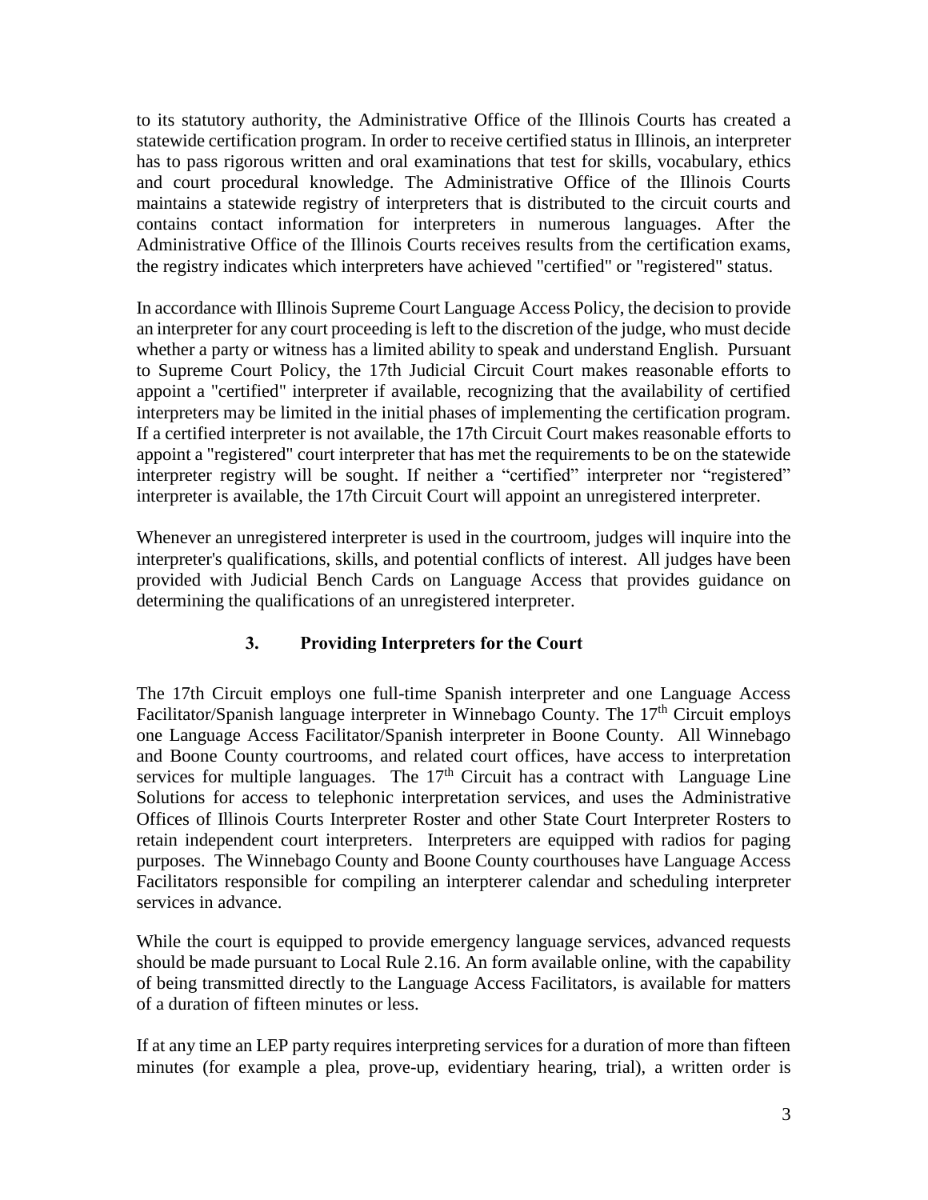to its statutory authority, the Administrative Office of the Illinois Courts has created a statewide certification program. In order to receive certified status in Illinois, an interpreter has to pass rigorous written and oral examinations that test for skills, vocabulary, ethics and court procedural knowledge. The Administrative Office of the Illinois Courts maintains a statewide registry of interpreters that is distributed to the circuit courts and contains contact information for interpreters in numerous languages. After the Administrative Office of the Illinois Courts receives results from the certification exams, the registry indicates which interpreters have achieved "certified" or "registered" status.

In accordance with Illinois Supreme Court Language Access Policy, the decision to provide an interpreter for any court proceeding is left to the discretion of the judge, who must decide whether a party or witness has a limited ability to speak and understand English. Pursuant to Supreme Court Policy, the 17th Judicial Circuit Court makes reasonable efforts to appoint a "certified" interpreter if available, recognizing that the availability of certified interpreters may be limited in the initial phases of implementing the certification program. If a certified interpreter is not available, the 17th Circuit Court makes reasonable efforts to appoint a "registered" court interpreter that has met the requirements to be on the statewide interpreter registry will be sought. If neither a "certified" interpreter nor "registered" interpreter is available, the 17th Circuit Court will appoint an unregistered interpreter.

Whenever an unregistered interpreter is used in the courtroom, judges will inquire into the interpreter's qualifications, skills, and potential conflicts of interest. All judges have been provided with Judicial Bench Cards on Language Access that provides guidance on determining the qualifications of an unregistered interpreter.

### 3. Providing Interpreters for the Court

The 17th Circuit employs one full-time Spanish interpreter and one Language Access Facilitator/Spanish language interpreter in Winnebago County. The 17th Circuit employs one Language Access Facilitator/Spanish interpreter in Boone County. All Winnebago and Boone County courtrooms, and related court offices, have access to interpretation services for multiple languages. The 17th Circuit has a contract with Language Line Solutions for access to telephonic interpretation services, and uses the Administrative Offices of Illinois Courts Interpreter Roster and other State Court Interpreter Rosters to retain independent court interpreters. Interpreters are equipped with radios for paging purposes. The Winnebago County and Boone County courthouses have Language Access Facilitators responsible for compiling an interpterer calendar and scheduling interpreter services in advance.

While the court is equipped to provide emergency language services, advanced requests should be made pursuant to Local Rule 2.16. An form available online, with the capability of being transmitted directly to the Language Access Facilitators, is available for matters of a duration of fifteen minutes or less.

If at any time an LEP party requires interpreting services for a duration of more than fifteen minutes (for example a plea, prove-up, evidentiary hearing, trial), a written order is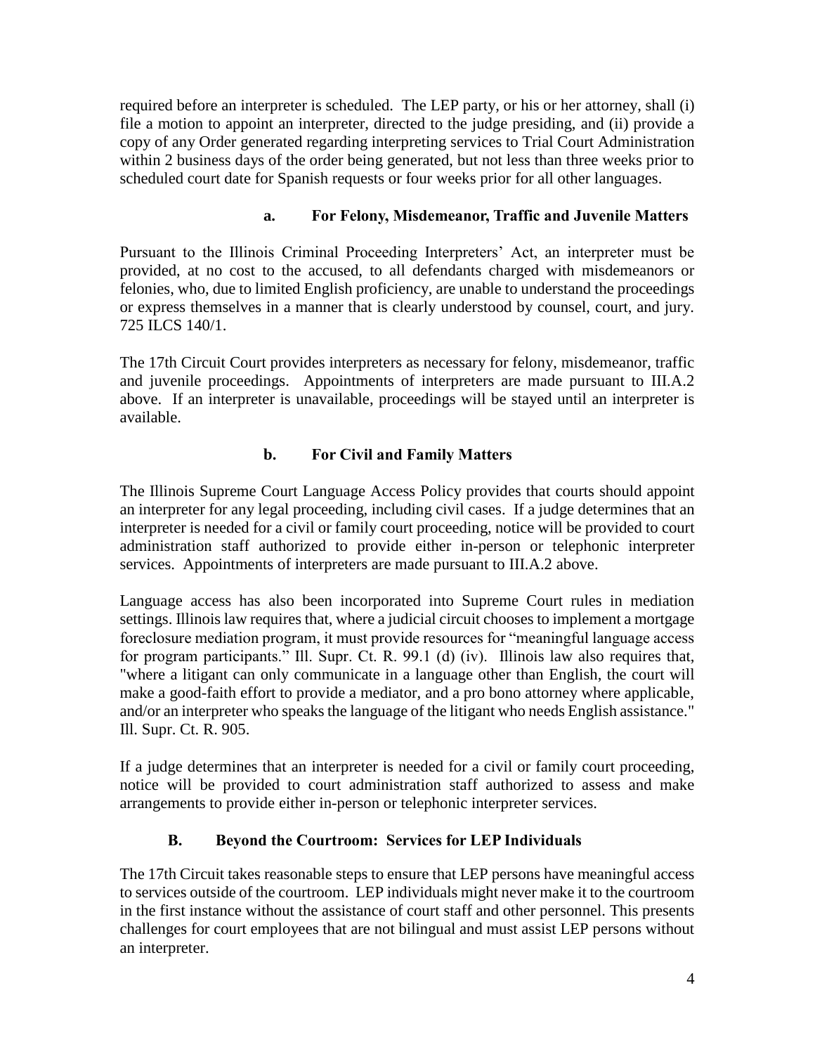required before an interpreter is scheduled. The LEP party, or his or her attorney, shall (i) file a motion to appoint an interpreter, directed to the judge presiding, and (ii) provide a copy of any Order generated regarding interpreting services to Trial Court Administration within 2 business days of the order being generated, but not less than three weeks prior to scheduled court date for Spanish requests or four weeks prior for all other languages.

#### a. For Felony, Misdemeanor, Traffic and Juvenile Matters

Pursuant to the Illinois Criminal Proceeding Interpreters' Act, an interpreter must be provided, at no cost to the accused, to all defendants charged with misdemeanors or felonies, who, due to limited English proficiency, are unable to understand the proceedings or express themselves in a manner that is clearly understood by counsel, court, and jury. 725 ILCS 140/1.

The 17th Circuit Court provides interpreters as necessary for felony, misdemeanor, traffic and juvenile proceedings. Appointments of interpreters are made pursuant to III.A.2 above. If an interpreter is unavailable, proceedings will be stayed until an interpreter is available.

#### b. For Civil and Family Matters

The Illinois Supreme Court Language Access Policy provides that courts should appoint an interpreter for any legal proceeding, including civil cases. If a judge determines that an interpreter is needed for a civil or family court proceeding, notice will be provided to court administration staff authorized to provide either in-person or telephonic interpreter services. Appointments of interpreters are made pursuant to III.A.2 above.

Language access has also been incorporated into Supreme Court rules in mediation settings. Illinois law requires that, where a judicial circuit chooses to implement a mortgage foreclosure mediation program, it must provide resources for "meaningful language access for program participants." Ill. Supr. Ct. R. 99.1 (d) (iv). Illinois law also requires that, "where a litigant can only communicate in a language other than English, the court will make a good-faith effort to provide a mediator, and a pro bono attorney where applicable, and/or an interpreter who speaks the language of the litigant who needs English assistance." Ill. Supr. Ct. R. 905.

If a judge determines that an interpreter is needed for a civil or family court proceeding, notice will be provided to court administration staff authorized to assess and make arrangements to provide either in-person or telephonic interpreter services.

### B. Beyond the Courtroom: Services for LEP Individuals

The 17th Circuit takes reasonable steps to ensure that LEP persons have meaningful access to services outside of the courtroom. LEP individuals might never make it to the courtroom in the first instance without the assistance of court staff and other personnel. This presents challenges for court employees that are not bilingual and must assist LEP persons without an interpreter.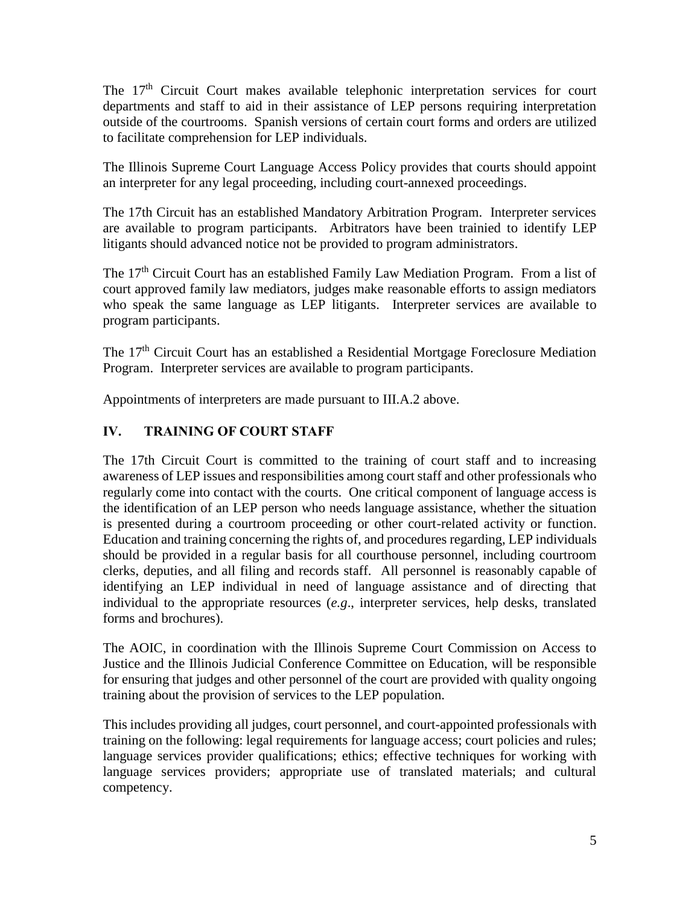The 17th Circuit Court makes available telephonic interpretation services for court departments and staff to aid in their assistance of LEP persons requiring interpretation outside of the courtrooms. Spanish versions of certain court forms and orders are utilized to facilitate comprehension for LEP individuals.

The Illinois Supreme Court Language Access Policy provides that courts should appoint an interpreter for any legal proceeding, including court-annexed proceedings.

The 17th Circuit has an established Mandatory Arbitration Program. Interpreter services are available to program participants. Arbitrators have been trainied to identify LEP litigants should advanced notice not be provided to program administrators.

The 17th Circuit Court has an established Family Law Mediation Program. From a list of court approved family law mediators, judges make reasonable efforts to assign mediators who speak the same language as LEP litigants. Interpreter services are available to program participants.

The 17th Circuit Court has an established a Residential Mortgage Foreclosure Mediation Program. Interpreter services are available to program participants.

Appointments of interpreters are made pursuant to III.A.2 above.

## IV. TRAINING OF COURT STAFF

The 17th Circuit Court is committed to the training of court staff and to increasing awareness of LEP issues and responsibilities among court staff and other professionals who regularly come into contact with the courts. One critical component of language access is the identification of an LEP person who needs language assistance, whether the situation is presented during a courtroom proceeding or other court-related activity or function. Education and training concerning the rights of, and procedures regarding, LEP individuals should be provided in a regular basis for all courthouse personnel, including courtroom clerks, deputies, and all filing and records staff. All personnel is reasonably capable of identifying an LEP individual in need of language assistance and of directing that individual to the appropriate resources (*e.g*., interpreter services, help desks, translated forms and brochures).

The AOIC, in coordination with the Illinois Supreme Court Commission on Access to Justice and the Illinois Judicial Conference Committee on Education, will be responsible for ensuring that judges and other personnel of the court are provided with quality ongoing training about the provision of services to the LEP population.

This includes providing all judges, court personnel, and court-appointed professionals with training on the following: legal requirements for language access; court policies and rules; language services provider qualifications; ethics; effective techniques for working with language services providers; appropriate use of translated materials; and cultural competency.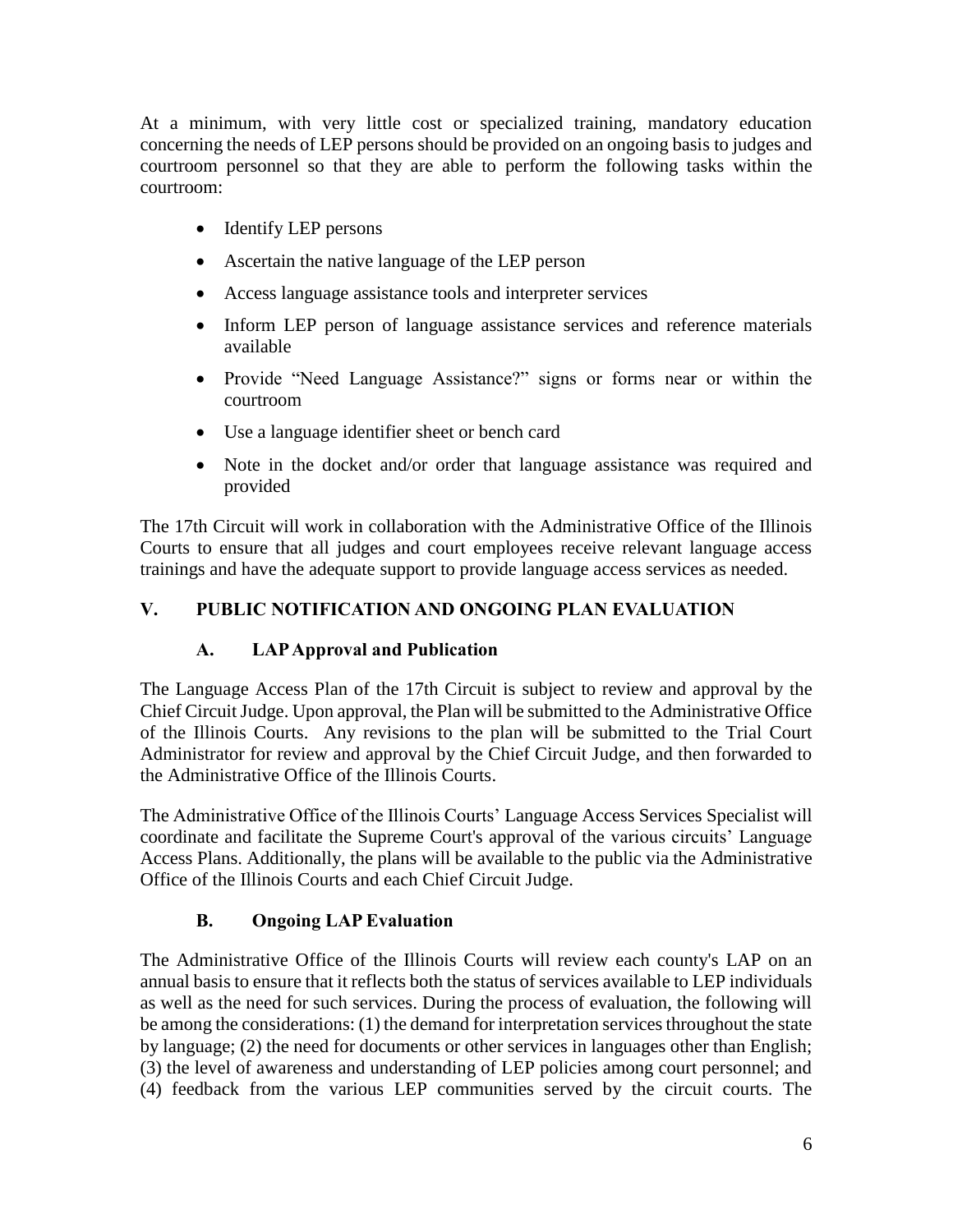At a minimum, with very little cost or specialized training, mandatory education concerning the needs of LEP persons should be provided on an ongoing basis to judges and courtroom personnel so that they are able to perform the following tasks within the courtroom:

- Identify LEP persons
- Ascertain the native language of the LEP person
- Access language assistance tools and interpreter services
- Inform LEP person of language assistance services and reference materials available
- Provide "Need Language Assistance?" signs or forms near or within the courtroom
- Use a language identifier sheet or bench card
- Note in the docket and/or order that language assistance was required and provided

The 17th Circuit will work in collaboration with the Administrative Office of the Illinois Courts to ensure that all judges and court employees receive relevant language access trainings and have the adequate support to provide language access services as needed.

## V. PUBLIC NOTIFICATION AND ONGOING PLAN EVALUATION

### A. LAP Approval and Publication

The Language Access Plan of the 17th Circuit is subject to review and approval by the Chief Circuit Judge. Upon approval, the Plan will be submitted to the Administrative Office of the Illinois Courts. Any revisions to the plan will be submitted to the Trial Court Administrator for review and approval by the Chief Circuit Judge, and then forwarded to the Administrative Office of the Illinois Courts.

The Administrative Office of the Illinois Courts' Language Access Services Specialist will coordinate and facilitate the Supreme Court's approval of the various circuits' Language Access Plans. Additionally, the plans will be available to the public via the Administrative Office of the Illinois Courts and each Chief Circuit Judge.

### B. Ongoing LAP Evaluation

The Administrative Office of the Illinois Courts will review each county's LAP on an annual basis to ensure that it reflects both the status of services available to LEP individuals as well as the need for such services. During the process of evaluation, the following will be among the considerations: (1) the demand for interpretation services throughout the state by language; (2) the need for documents or other services in languages other than English; (3) the level of awareness and understanding of LEP policies among court personnel; and (4) feedback from the various LEP communities served by the circuit courts. The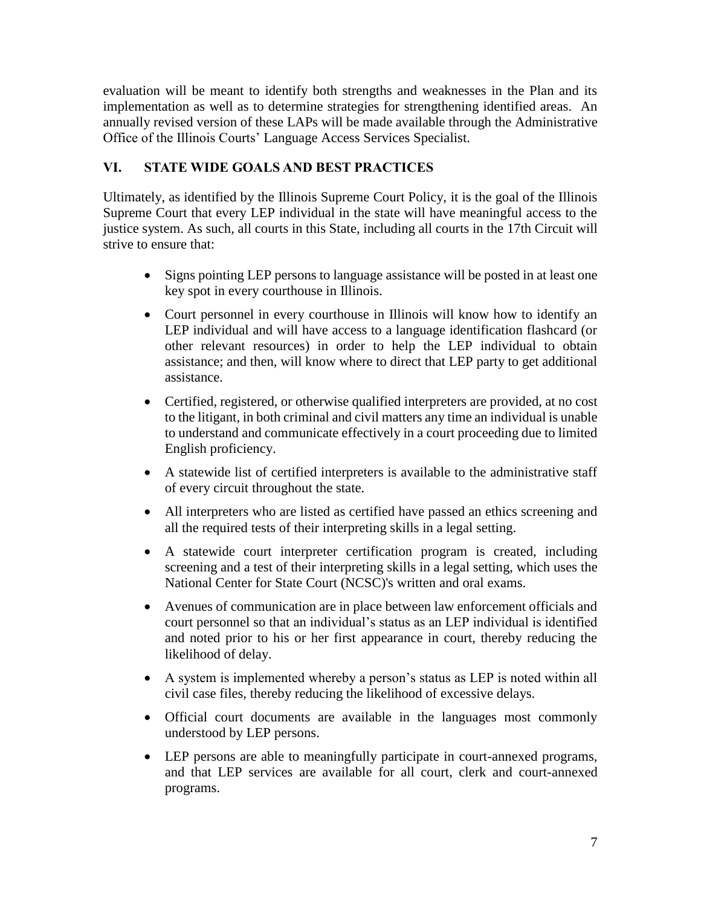evaluation will be meant to identify both strengths and weaknesses in the Plan and its implementation as well as to determine strategies for strengthening identified areas. An annually revised version of these LAPs will be made available through the Administrative Office of the Illinois Courts' Language Access Services Specialist.

## VI. STATE WIDE GOALS AND BEST PRACTICES

Ultimately, as identified by the Illinois Supreme Court Policy, it is the goal of the Illinois Supreme Court that every LEP individual in the state will have meaningful access to the justice system. As such, all courts in this State, including all courts in the 17th Circuit will strive to ensure that:

- Signs pointing LEP persons to language assistance will be posted in at least one key spot in every courthouse in Illinois.
- Court personnel in every courthouse in Illinois will know how to identify an LEP individual and will have access to a language identification flashcard (or other relevant resources) in order to help the LEP individual to obtain assistance; and then, will know where to direct that LEP party to get additional assistance.
- Certified, registered, or otherwise qualified interpreters are provided, at no cost to the litigant, in both criminal and civil matters any time an individual is unable to understand and communicate effectively in a court proceeding due to limited English proficiency.
- A statewide list of certified interpreters is available to the administrative staff of every circuit throughout the state.
- All interpreters who are listed as certified have passed an ethics screening and all the required tests of their interpreting skills in a legal setting.
- A statewide court interpreter certification program is created, including screening and a test of their interpreting skills in a legal setting, which uses the National Center for State Court (NCSC)'s written and oral exams.
- Avenues of communication are in place between law enforcement officials and court personnel so that an individual's status as an LEP individual is identified and noted prior to his or her first appearance in court, thereby reducing the likelihood of delay.
- A system is implemented whereby a person's status as LEP is noted within all civil case files, thereby reducing the likelihood of excessive delays.
- Official court documents are available in the languages most commonly understood by LEP persons.
- LEP persons are able to meaningfully participate in court-annexed programs, and that LEP services are available for all court, clerk and court-annexed programs.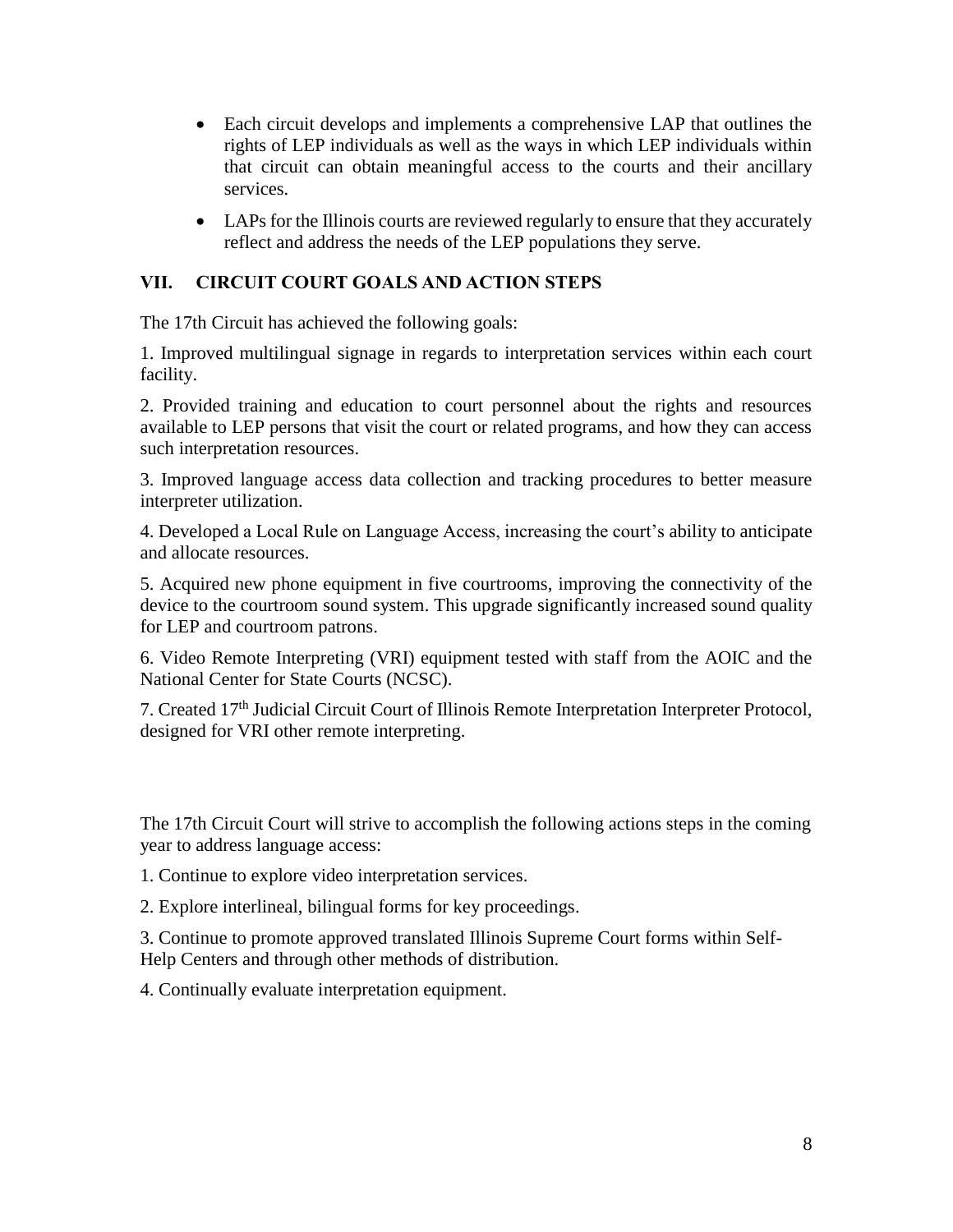- Each circuit develops and implements a comprehensive LAP that outlines the rights of LEP individuals as well as the ways in which LEP individuals within that circuit can obtain meaningful access to the courts and their ancillary services.
- LAPs for the Illinois courts are reviewed regularly to ensure that they accurately reflect and address the needs of the LEP populations they serve.

## VII. CIRCUIT COURT GOALS AND ACTION STEPS

The 17th Circuit has achieved the following goals:

1. Improved multilingual signage in regards to interpretation services within each court facility.

2. Provided training and education to court personnel about the rights and resources available to LEP persons that visit the court or related programs, and how they can access such interpretation resources.

3. Improved language access data collection and tracking procedures to better measure interpreter utilization.

4. Developed a Local Rule on Language Access, increasing the court's ability to anticipate and allocate resources.

5. Acquired new phone equipment in five courtrooms, improving the connectivity of the device to the courtroom sound system. This upgrade significantly increased sound quality for LEP and courtroom patrons.

6. Video Remote Interpreting (VRI) equipment tested with staff from the AOIC and the National Center for State Courts (NCSC).

7. Created 17th Judicial Circuit Court of Illinois Remote Interpretation Interpreter Protocol, designed for VRI other remote interpreting.

The 17th Circuit Court will strive to accomplish the following actions steps in the coming year to address language access:

1. Continue to explore video interpretation services.

2. Explore interlineal, bilingual forms for key proceedings.

3. Continue to promote approved translated Illinois Supreme Court forms within Self-Help Centers and through other methods of distribution.

4. Continually evaluate interpretation equipment.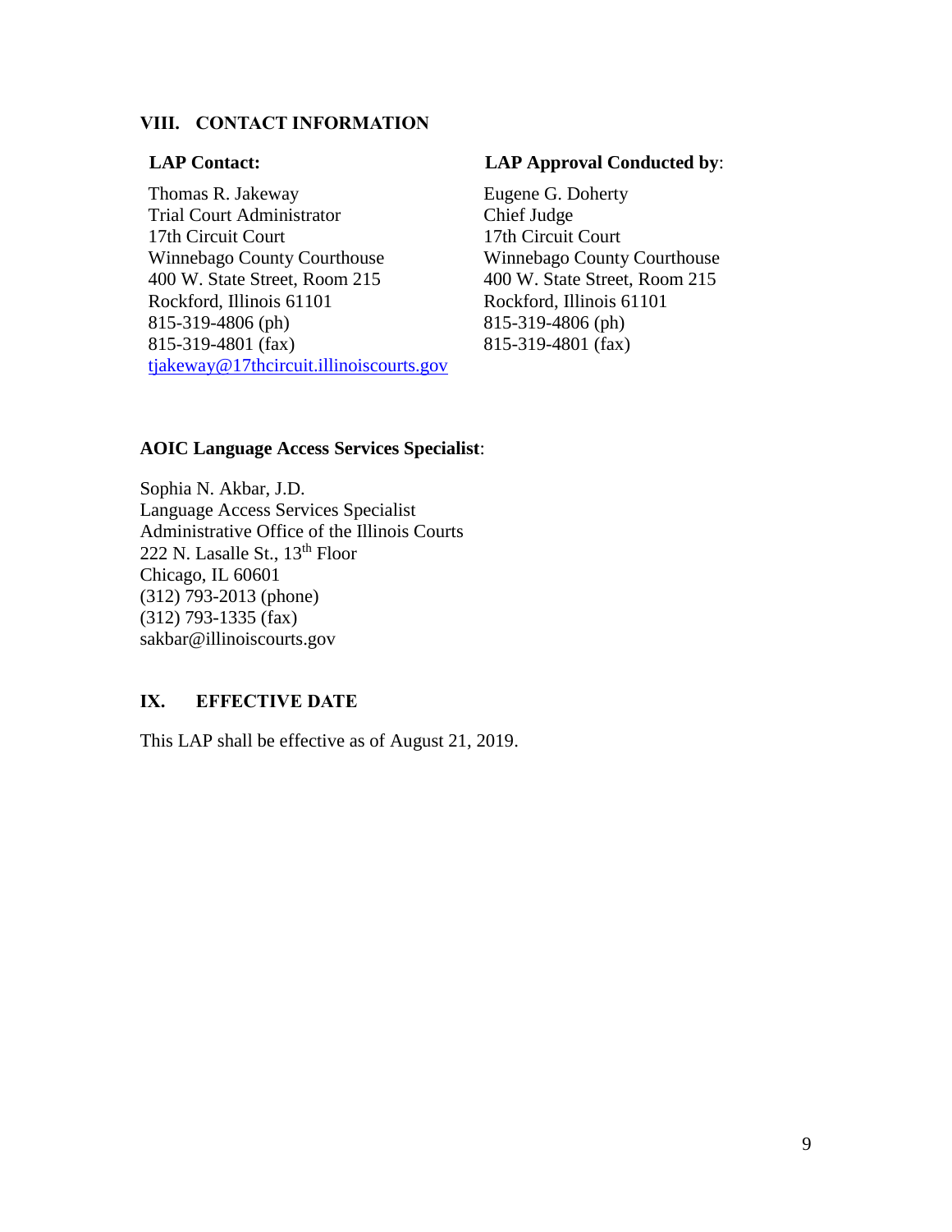## VIII. CONTACT INFORMATION

**LAP Contact:**

Thomas R. Jakeway
Trial Court Administrator
17th Circuit Court
Winnebago County Courthouse
400 W. State Street, Room 215
Rockford, Illinois 61101
815-319-4806 (ph)
815-319-4801 (fax)
tjakeway@17thcircuit.illinoiscourts.gov

**LAP Approval Conducted by**:

Eugene G. Doherty
Chief Judge
17th Circuit Court
Winnebago County Courthouse
400 W. State Street, Room 215
Rockford, Illinois 61101
815-319-4806 (ph)
815-319-4801 (fax)

**AOIC Language Access Services Specialist**:

Sophia N. Akbar, J.D.
Language Access Services Specialist
Administrative Office of the Illinois Courts
222 N. Lasalle St., 13th Floor
Chicago, IL 60601
(312) 793-2013 (phone)
(312) 793-1335 (fax)
sakbar@illinoiscourts.gov

## IX. EFFECTIVE DATE

This LAP shall be effective as of August 21, 2019.